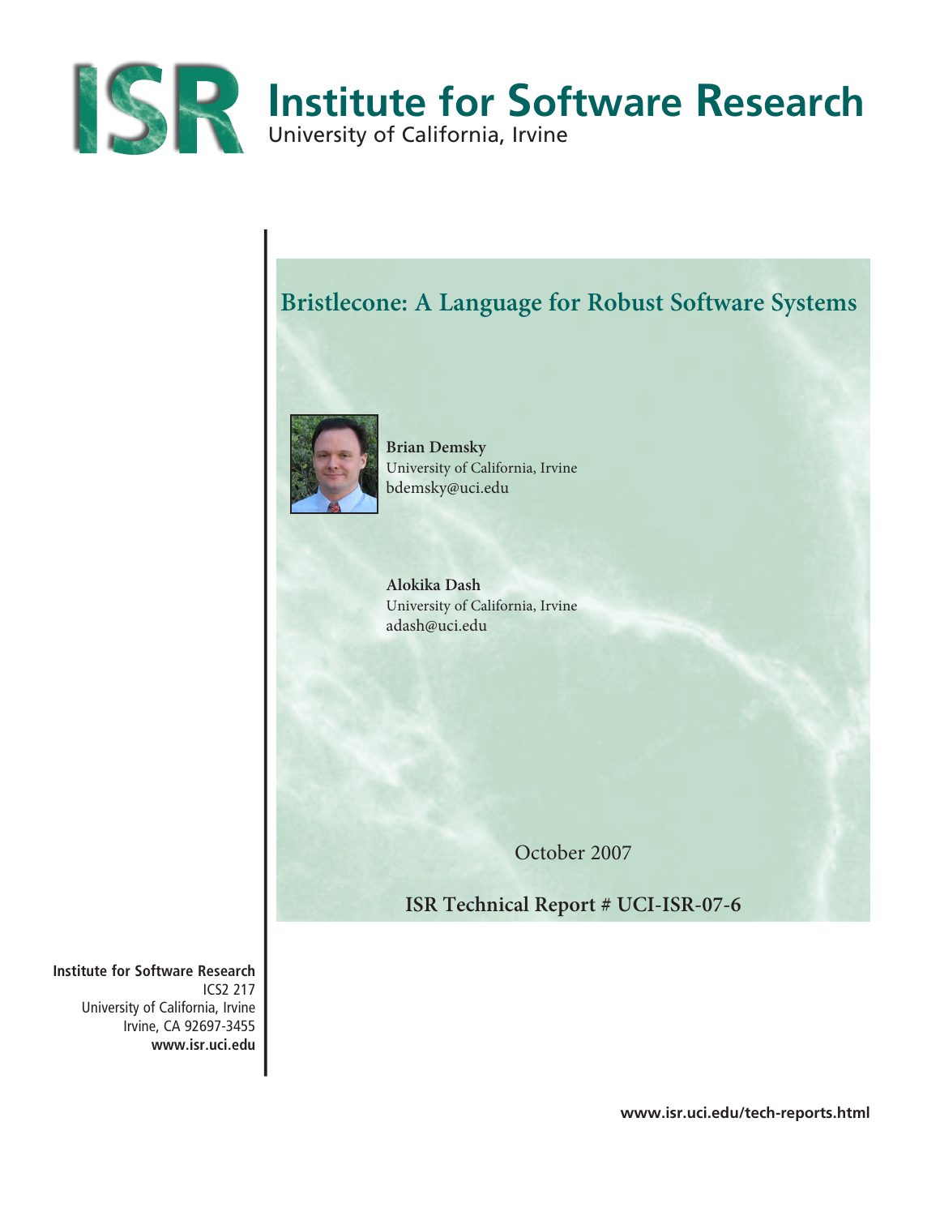# Institute for Software Research

University of California, Irvine

## Bristlecone: A Language for Robust Software Systems

**Brian Demsky**
University of California, Irvine
bdemsky@uci.edu

**Alokika Dash**
University of California, Irvine
adash@uci.edu

October 2007

**ISR Technical Report # UCI-ISR-07-6**

**Institute for Software Research**
ICS2 217
University of California, Irvine
Irvine, CA 92697-3455
**www.isr.uci.edu**

**www.isr.uci.edu/tech-reports.html**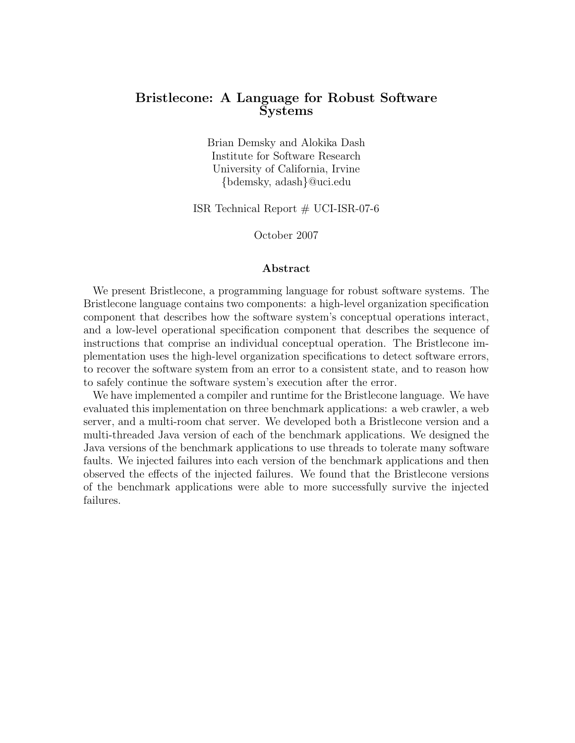# Bristlecone: A Language for Robust Software Systems

Brian Demsky and Alokika Dash
Institute for Software Research
University of California, Irvine
{bdemsky, adash}@uci.edu

ISR Technical Report # UCI-ISR-07-6

October 2007

## Abstract

We present Bristlecone, a programming language for robust software systems. The Bristlecone language contains two components: a high-level organization specification component that describes how the software system's conceptual operations interact, and a low-level operational specification component that describes the sequence of instructions that comprise an individual conceptual operation. The Bristlecone implementation uses the high-level organization specifications to detect software errors, to recover the software system from an error to a consistent state, and to reason how to safely continue the software system's execution after the error.

We have implemented a compiler and runtime for the Bristlecone language. We have evaluated this implementation on three benchmark applications: a web crawler, a web server, and a multi-room chat server. We developed both a Bristlecone version and a multi-threaded Java version of each of the benchmark applications. We designed the Java versions of the benchmark applications to use threads to tolerate many software faults. We injected failures into each version of the benchmark applications and then observed the effects of the injected failures. We found that the Bristlecone versions of the benchmark applications were able to more successfully survive the injected failures.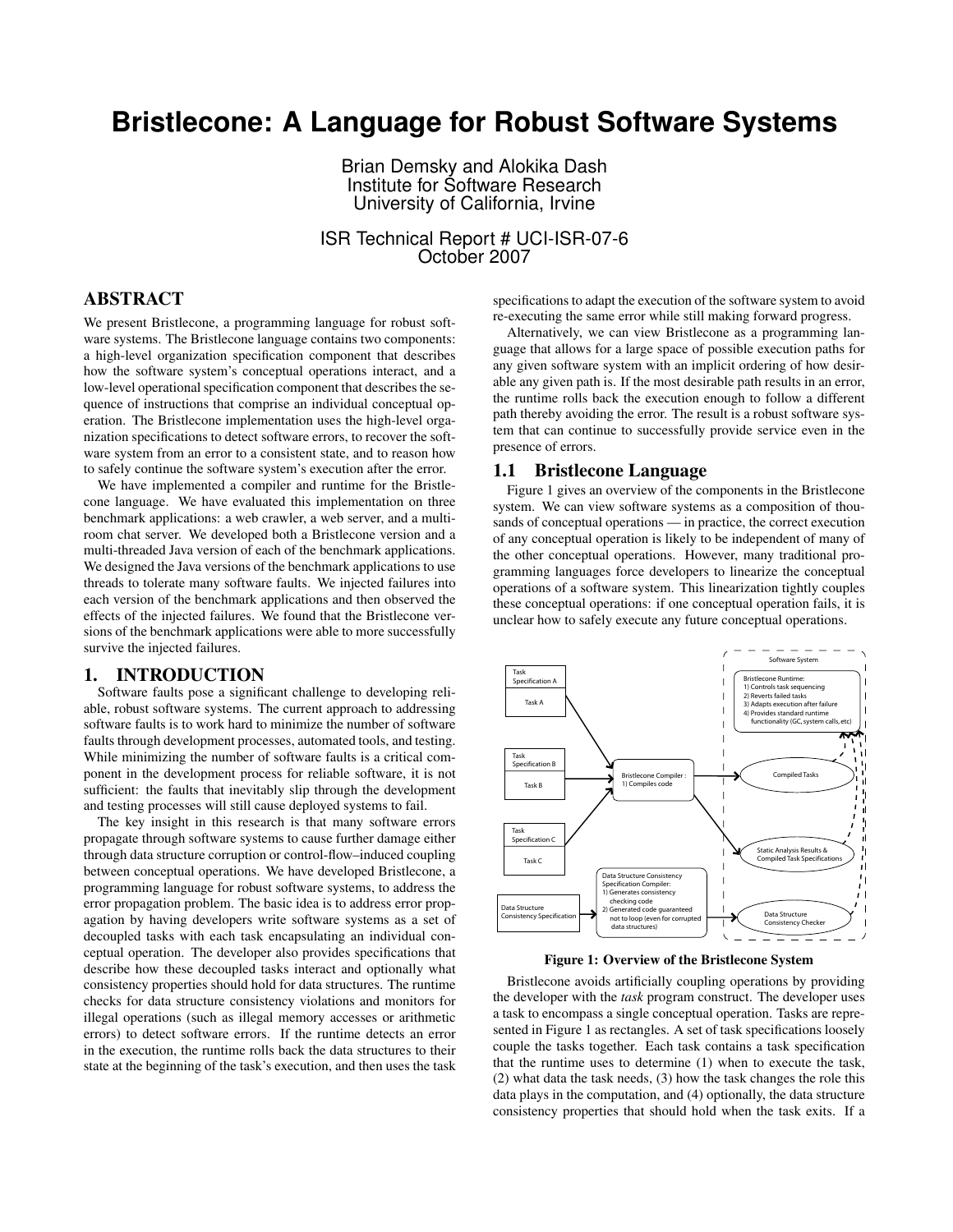# Bristlecone: A Language for Robust Software Systems

Brian Demsky and Alokika Dash
Institute for Software Research
University of California, Irvine

ISR Technical Report # UCI-ISR-07-6
October 2007

## ABSTRACT

We present Bristlecone, a programming language for robust software systems. The Bristlecone language contains two components: a high-level organization specification component that describes how the software system's conceptual operations interact, and a low-level operational specification component that describes the sequence of instructions that comprise an individual conceptual operation. The Bristlecone implementation uses the high-level organization specifications to detect software errors, to recover the software system from an error to a consistent state, and to reason how to safely continue the software system's execution after the error.

We have implemented a compiler and runtime for the Bristlecone language. We have evaluated this implementation on three benchmark applications: a web crawler, a web server, and a multi-room chat server. We developed both a Bristlecone version and a multi-threaded Java version of each of the benchmark applications. We designed the Java versions of the benchmark applications to use threads to tolerate many software faults. We injected failures into each version of the benchmark applications and then observed the effects of the injected failures. We found that the Bristlecone versions of the benchmark applications were able to more successfully survive the injected failures.

## 1. INTRODUCTION

Software faults pose a significant challenge to developing reliable, robust software systems. The current approach to addressing software faults is to work hard to minimize the number of software faults through development processes, automated tools, and testing. While minimizing the number of software faults is a critical component in the development process for reliable software, it is not sufficient: the faults that inevitably slip through the development and testing processes will still cause deployed systems to fail.

The key insight in this research is that many software errors propagate through software systems to cause further damage either through data structure corruption or control-flow–induced coupling between conceptual operations. We have developed Bristlecone, a programming language for robust software systems, to address the error propagation problem. The basic idea is to address error propagation by having developers write software systems as a set of decoupled tasks with each task encapsulating an individual conceptual operation. The developer also provides specifications that describe how these decoupled tasks interact and optionally what consistency properties should hold for data structures. The runtime checks for data structure consistency violations and monitors for illegal operations (such as illegal memory accesses or arithmetic errors) to detect software errors. If the runtime detects an error in the execution, the runtime rolls back the data structures to their state at the beginning of the task's execution, and then uses the task specifications to adapt the execution of the software system to avoid re-executing the same error while still making forward progress.

Alternatively, we can view Bristlecone as a programming language that allows for a large space of possible execution paths for any given software system with an implicit ordering of how desirable any given path is. If the most desirable path results in an error, the runtime rolls back the execution enough to follow a different path thereby avoiding the error. The result is a robust software system that can continue to successfully provide service even in the presence of errors.

### 1.1 Bristlecone Language

Figure 1 gives an overview of the components in the Bristlecone system. We can view software systems as a composition of thousands of conceptual operations — in practice, the correct execution of any conceptual operation is likely to be independent of many of the other conceptual operations. However, many traditional programming languages force developers to linearize the conceptual operations of a software system. This linearization tightly couples these conceptual operations: if one conceptual operation fails, it is unclear how to safely execute any future conceptual operations.

**Figure 1: Overview of the Bristlecone System**

Bristlecone avoids artificially coupling operations by providing the developer with the *task* program construct. The developer uses a task to encompass a single conceptual operation. Tasks are represented in Figure 1 as rectangles. A set of task specifications loosely couple the tasks together. Each task contains a task specification that the runtime uses to determine (1) when to execute the task, (2) what data the task needs, (3) how the task changes the role this data plays in the computation, and (4) optionally, the data structure consistency properties that should hold when the task exits. If a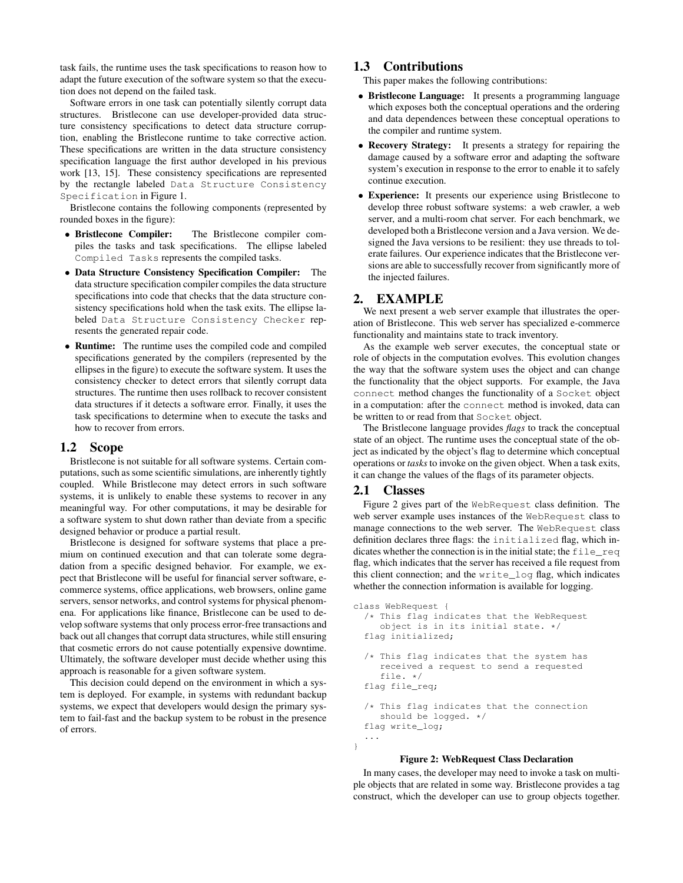task fails, the runtime uses the task specifications to reason how to adapt the future execution of the software system so that the execution does not depend on the failed task.

Software errors in one task can potentially silently corrupt data structures. Bristlecone can use developer-provided data structure consistency specifications to detect data structure corruption, enabling the Bristlecone runtime to take corrective action. These specifications are written in the data structure consistency specification language the first author developed in his previous work [13, 15]. These consistency specifications are represented by the rectangle labeled `Data Structure Consistency Specification` in Figure 1.

Bristlecone contains the following components (represented by rounded boxes in the figure):

- **Bristlecone Compiler:** The Bristlecone compiler compiles the tasks and task specifications. The ellipse labeled `Compiled Tasks` represents the compiled tasks.
- **Data Structure Consistency Specification Compiler:** The data structure specification compiler compiles the data structure specifications into code that checks that the data structure consistency specifications hold when the task exits. The ellipse labeled `Data Structure Consistency Checker` represents the generated repair code.
- **Runtime:** The runtime uses the compiled code and compiled specifications generated by the compilers (represented by the ellipses in the figure) to execute the software system. It uses the consistency checker to detect errors that silently corrupt data structures. The runtime then uses rollback to recover consistent data structures if it detects a software error. Finally, it uses the task specifications to determine when to execute the tasks and how to recover from errors.

## 1.2 Scope

Bristlecone is not suitable for all software systems. Certain computations, such as some scientific simulations, are inherently tightly coupled. While Bristlecone may detect errors in such software systems, it is unlikely to enable these systems to recover in any meaningful way. For other computations, it may be desirable for a software system to shut down rather than deviate from a specific designed behavior or produce a partial result.

Bristlecone is designed for software systems that place a premium on continued execution and that can tolerate some degradation from a specific designed behavior. For example, we expect that Bristlecone will be useful for financial server software, e-commerce systems, office applications, web browsers, online game servers, sensor networks, and control systems for physical phenomena. For applications like finance, Bristlecone can be used to develop software systems that only process error-free transactions and back out all changes that corrupt data structures, while still ensuring that cosmetic errors do not cause potentially expensive downtime. Ultimately, the software developer must decide whether using this approach is reasonable for a given software system.

This decision could depend on the environment in which a system is deployed. For example, in systems with redundant backup systems, we expect that developers would design the primary system to fail-fast and the backup system to be robust in the presence of errors.

## 1.3 Contributions

This paper makes the following contributions:

- **Bristlecone Language:** It presents a programming language which exposes both the conceptual operations and the ordering and data dependences between these conceptual operations to the compiler and runtime system.
- **Recovery Strategy:** It presents a strategy for repairing the damage caused by a software error and adapting the software system's execution in response to the error to enable it to safely continue execution.
- **Experience:** It presents our experience using Bristlecone to develop three robust software systems: a web crawler, a web server, and a multi-room chat server. For each benchmark, we developed both a Bristlecone version and a Java version. We designed the Java versions to be resilient: they use threads to tolerate failures. Our experience indicates that the Bristlecone versions are able to successfully recover from significantly more of the injected failures.

# 2. EXAMPLE

We next present a web server example that illustrates the operation of Bristlecone. This web server has specialized e-commerce functionality and maintains state to track inventory.

As the example web server executes, the conceptual state or role of objects in the computation evolves. This evolution changes the way that the software system uses the object and can change the functionality that the object supports. For example, the Java `connect` method changes the functionality of a `Socket` object in a computation: after the `connect` method is invoked, data can be written to or read from that `Socket` object.

The Bristlecone language provides *flags* to track the conceptual state of an object. The runtime uses the conceptual state of the object as indicated by the object's flag to determine which conceptual operations or *tasks* to invoke on the given object. When a task exits, it can change the values of the flags of its parameter objects.

## 2.1 Classes

Figure 2 gives part of the `WebRequest` class definition. The web server example uses instances of the `WebRequest` class to manage connections to the web server. The `WebRequest` class definition declares three flags: the `initialized` flag, which indicates whether the connection is in the initial state; the `file_req` flag, which indicates that the server has received a file request from this client connection; and the `write_log` flag, which indicates whether the connection information is available for logging.

```
class WebRequest {
  /* This flag indicates that the WebRequest
     object is in its initial state. */
  flag initialized;

  /* This flag indicates that the system has
     received a request to send a requested
     file. */
  flag file_req;

  /* This flag indicates that the connection
     should be logged. */
  flag write_log;
  ...
}
```

**Figure 2: WebRequest Class Declaration**

In many cases, the developer may need to invoke a task on multiple objects that are related in some way. Bristlecone provides a tag construct, which the developer can use to group objects together.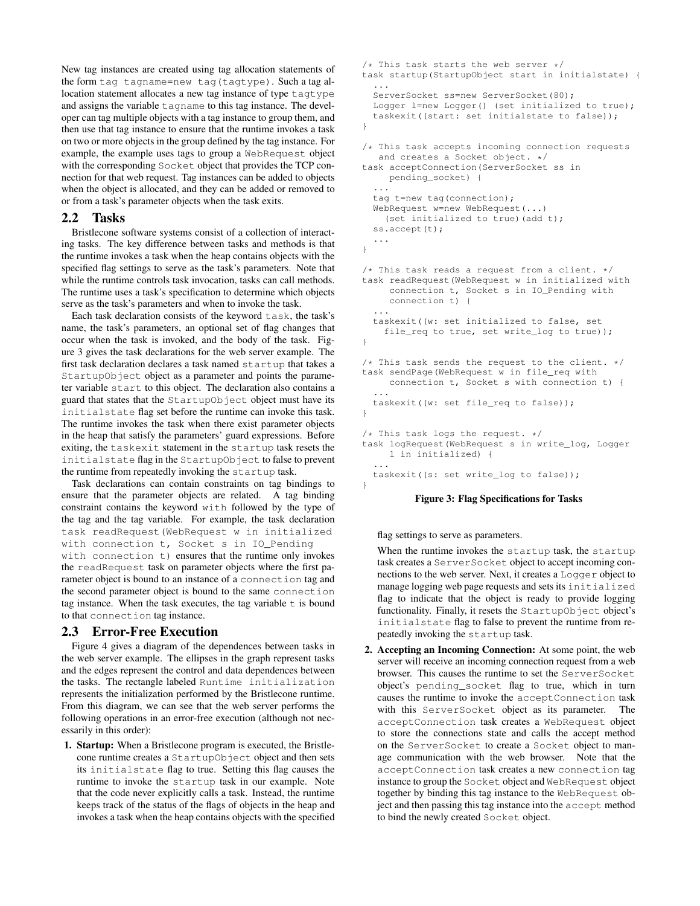New tag instances are created using tag allocation statements of the form `tag tagname=new tag(tagtype)`. Such a tag allocation statement allocates a new tag instance of type `tagtype` and assigns the variable `tagname` to this tag instance. The developer can tag multiple objects with a tag instance to group them, and then use that tag instance to ensure that the runtime invokes a task on two or more objects in the group defined by the tag instance. For example, the example uses tags to group a `WebRequest` object with the corresponding `Socket` object that provides the TCP connection for that web request. Tag instances can be added to objects when the object is allocated, and they can be added or removed to or from a task's parameter objects when the task exits.

## 2.2 Tasks

Bristlecone software systems consist of a collection of interacting tasks. The key difference between tasks and methods is that the runtime invokes a task when the heap contains objects with the specified flag settings to serve as the task's parameters. Note that while the runtime controls task invocation, tasks can call methods. The runtime uses a task's specification to determine which objects serve as the task's parameters and when to invoke the task.

Each task declaration consists of the keyword `task`, the task's name, the task's parameters, an optional set of flag changes that occur when the task is invoked, and the body of the task. Figure 3 gives the task declarations for the web server example. The first task declaration declares a task named `startup` that takes a `StartupObject` object as a parameter and points the parameter variable `start` to this object. The declaration also contains a guard that states that the `StartupObject` object must have its `initialstate` flag set before the runtime can invoke this task. The runtime invokes the task when there exist parameter objects in the heap that satisfy the parameters' guard expressions. Before exiting, the `taskexit` statement in the `startup` task resets the `initialstate` flag in the `StartupObject` to false to prevent the runtime from repeatedly invoking the `startup` task.

Task declarations can contain constraints on tag bindings to ensure that the parameter objects are related. A tag binding constraint contains the keyword `with` followed by the type of the tag and the tag variable. For example, the task declaration `task readRequest(WebRequest w in initialized with connection t, Socket s in IO_Pending with connection t)` ensures that the runtime only invokes the `readRequest` task on parameter objects where the first parameter object is bound to an instance of a `connection` tag and the second parameter object is bound to the same `connection` tag instance. When the task executes, the tag variable `t` is bound to that `connection` tag instance.

## 2.3 Error-Free Execution

Figure 4 gives a diagram of the dependences between tasks in the web server example. The ellipses in the graph represent tasks and the edges represent the control and data dependences between the tasks. The rectangle labeled `Runtime initialization` represents the initialization performed by the Bristlecone runtime. From this diagram, we can see that the web server performs the following operations in an error-free execution (although not necessarily in this order):

1. **Startup:** When a Bristlecone program is executed, the Bristlecone runtime creates a `StartupObject` object and then sets its `initialstate` flag to true. Setting this flag causes the runtime to invoke the `startup` task in our example. Note that the code never explicitly calls a task. Instead, the runtime keeps track of the status of the flags of objects in the heap and invokes a task when the heap contains objects with the specified flag settings to serve as parameters.

   When the runtime invokes the `startup` task, the `startup` task creates a `ServerSocket` object to accept incoming connections to the web server. Next, it creates a `Logger` object to manage logging web page requests and sets its `initialized` flag to indicate that the object is ready to provide logging functionality. Finally, it resets the `StartupObject` object's `initialstate` flag to false to prevent the runtime from repeatedly invoking the `startup` task.

2. **Accepting an Incoming Connection:** At some point, the web server will receive an incoming connection request from a web browser. This causes the runtime to set the `ServerSocket` object's `pending_socket` flag to true, which in turn causes the runtime to invoke the `acceptConnection` task with this `ServerSocket` object as its parameter. The `acceptConnection` task creates a `WebRequest` object to store the connections state and calls the accept method on the `ServerSocket` to create a `Socket` object to manage communication with the web browser. Note that the `acceptConnection` task creates a new `connection` tag instance to group the `Socket` object and `WebRequest` object together by binding this tag instance to the `WebRequest` object and then passing this tag instance into the `accept` method to bind the newly created `Socket` object.

```
/* This task starts the web server */
task startup(StartupObject start in initialstate) {
  ...
  ServerSocket ss=new ServerSocket(80);
  Logger l=new Logger() (set initialized to true);
  taskexit((start: set initialstate to false));
}

/* This task accepts incoming connection requests
   and creates a Socket object. */
task acceptConnection(ServerSocket ss in
     pending_socket) {
  ...
  tag t=new tag(connection);
  WebRequest w=new WebRequest(...)
    (set initialized to true)(add t);
  ss.accept(t);
  ...
}

/* This task reads a request from a client. */
task readRequest(WebRequest w in initialized with
     connection t, Socket s in IO_Pending with
     connection t) {
  ...
  taskexit((w: set initialized to false, set
    file_req to true, set write_log to true));
}

/* This task sends the request to the client. */
task sendPage(WebRequest w in file_req with
     connection t, Socket s with connection t) {
  ...
  taskexit((w: set file_req to false));
}

/* This task logs the request. */
task logRequest(WebRequest s in write_log, Logger
     l in initialized) {
  ...
  taskexit((s: set write_log to false));
}
```

**Figure 3: Flag Specifications for Tasks**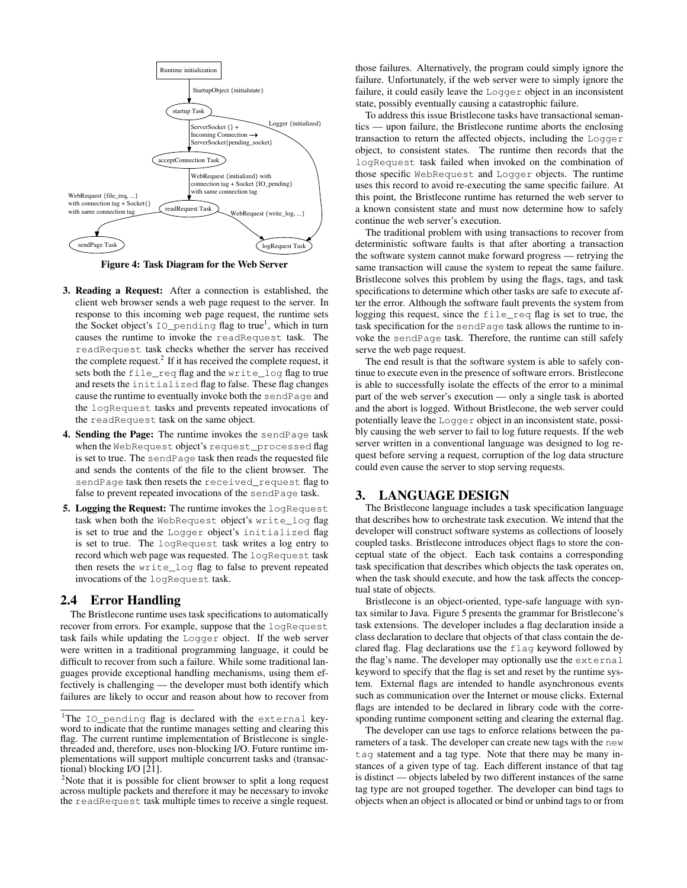Runtime initialization

StartupObject {initialstate}

startup Task

Logger {initialized}

ServerSocket {} + Incoming Connection ⟶ ServerSocket{pending_socket}

acceptConnection Task

WebRequest {initialized} with connection tag + Socket {IO_pending} with same connection tag

WebRequest {file_req, ...} with connection tag + Socket{} with same connection tag

readRequest Task

WebRequest {write_log, ...}

sendPage Task

logRequest Task

**Figure 4: Task Diagram for the Web Server**

3. **Reading a Request:** After a connection is established, the client web browser sends a web page request to the server. In response to this incoming web page request, the runtime sets the Socket object's `IO_pending` flag to true[1], which in turn causes the runtime to invoke the `readRequest` task. The `readRequest` task checks whether the server has received the complete request.[2] If it has received the complete request, it sets both the `file_req` flag and the `write_log` flag to true and resets the `initialized` flag to false. These flag changes cause the runtime to eventually invoke both the `sendPage` and the `logRequest` tasks and prevents repeated invocations of the `readRequest` task on the same object.

4. **Sending the Page:** The runtime invokes the `sendPage` task when the `WebRequest` object's `request_processed` flag is set to true. The `sendPage` task then reads the requested file and sends the contents of the file to the client browser. The `sendPage` task then resets the `received_request` flag to false to prevent repeated invocations of the `sendPage` task.

5. **Logging the Request:** The runtime invokes the `logRequest` task when both the `WebRequest` object's `write_log` flag is set to true and the `Logger` object's `initialized` flag is set to true. The `logRequest` task writes a log entry to record which web page was requested. The `logRequest` task then resets the `write_log` flag to false to prevent repeated invocations of the `logRequest` task.

## 2.4 Error Handling

The Bristlecone runtime uses task specifications to automatically recover from errors. For example, suppose that the `logRequest` task fails while updating the `Logger` object. If the web server were written in a traditional programming language, it could be difficult to recover from such a failure. While some traditional languages provide exceptional handling mechanisms, using them effectively is challenging — the developer must both identify which failures are likely to occur and reason about how to recover from those failures. Alternatively, the program could simply ignore the failure. Unfortunately, if the web server were to simply ignore the failure, it could easily leave the `Logger` object in an inconsistent state, possibly eventually causing a catastrophic failure.

To address this issue Bristlecone tasks have transactional semantics — upon failure, the Bristlecone runtime aborts the enclosing transaction to return the affected objects, including the `Logger` object, to consistent states. The runtime then records that the `logRequest` task failed when invoked on the combination of those specific `WebRequest` and `Logger` objects. The runtime uses this record to avoid re-executing the same specific failure. At this point, the Bristlecone runtime has returned the web server to a known consistent state and must now determine how to safely continue the web server's execution.

The traditional problem with using transactions to recover from deterministic software faults is that after aborting a transaction the software system cannot make forward progress — retrying the same transaction will cause the system to repeat the same failure. Bristlecone solves this problem by using the flags, tags, and task specifications to determine which other tasks are safe to execute after the error. Although the software fault prevents the system from logging this request, since the `file_req` flag is set to true, the task specification for the `sendPage` task allows the runtime to invoke the `sendPage` task. Therefore, the runtime can still safely serve the web page request.

The end result is that the software system is able to safely continue to execute even in the presence of software errors. Bristlecone is able to successfully isolate the effects of the error to a minimal part of the web server's execution — only a single task is aborted and the abort is logged. Without Bristlecone, the web server could potentially leave the `Logger` object in an inconsistent state, possibly causing the web server to fail to log future requests. If the web server written in a conventional language was designed to log request before serving a request, corruption of the log data structure could even cause the server to stop serving requests.

# 3. LANGUAGE DESIGN

The Bristlecone language includes a task specification language that describes how to orchestrate task execution. We intend that the developer will construct software systems as collections of loosely coupled tasks. Bristlecone introduces object flags to store the conceptual state of the object. Each task contains a corresponding task specification that describes which objects the task operates on, when the task should execute, and how the task affects the conceptual state of objects.

Bristlecone is an object-oriented, type-safe language with syntax similar to Java. Figure 5 presents the grammar for Bristlecone's task extensions. The developer includes a flag declaration inside a class declaration to declare that objects of that class contain the declared flag. Flag declarations use the `flag` keyword followed by the flag's name. The developer may optionally use the `external` keyword to specify that the flag is set and reset by the runtime system. External flags are intended to handle asynchronous events such as communication over the Internet or mouse clicks. External flags are intended to be declared in library code with the corresponding runtime component setting and clearing the external flag.

The developer can use tags to enforce relations between the parameters of a task. The developer can create new tags with the `new tag` statement and a tag type. Note that there may be many instances of a given type of tag. Each different instance of that tag is distinct — objects labeled by two different instances of the same tag type are not grouped together. The developer can bind tags to objects when an object is allocated or bind or unbind tags to or from

---

[1] The `IO_pending` flag is declared with the `external` keyword to indicate that the runtime manages setting and clearing this flag. The current runtime implementation of Bristlecone is single-threaded and, therefore, uses non-blocking I/O. Future runtime implementations will support multiple concurrent tasks and (transactional) blocking I/O [21].

[2] Note that it is possible for client browser to split a long request across multiple packets and therefore it may be necessary to invoke the `readRequest` task multiple times to receive a single request.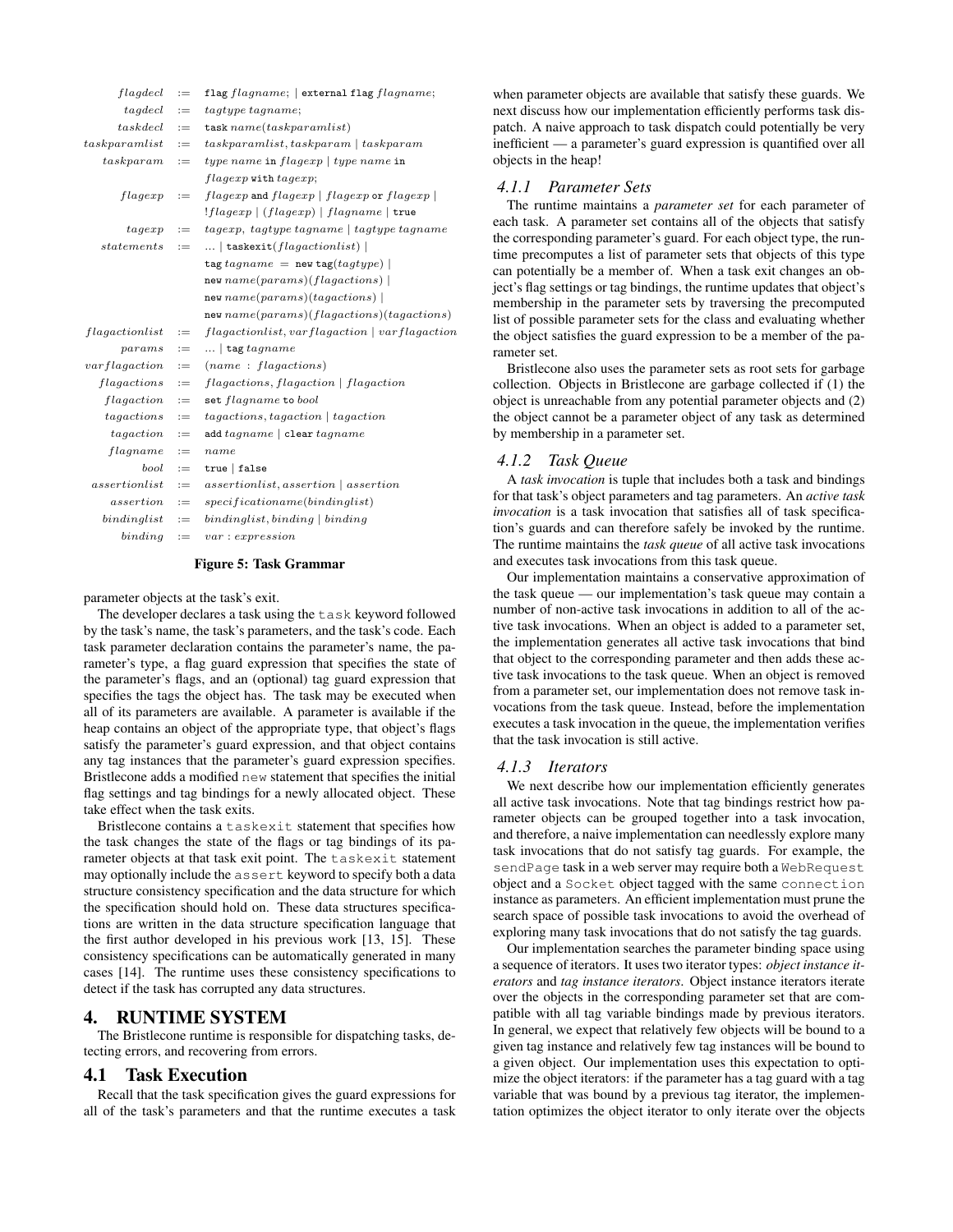```
flagdecl      := flag flagname; | external flag flagname;
tagdecl       := tagtype tagname;
taskdecl      := task name(taskparamlist)
taskparamlist := taskparamlist, taskparam | taskparam
taskparam     := type name in flagexp | type name in
                 flagexp with tagexp;
flagexp       := flagexp and flagexp | flagexp or flagexp |
                 !flagexp | (flagexp) | flagname | true
tagexp        := tagexp, tagtype tagname | tagtype tagname
statements    := ... | taskexit(flagactionlist) |
                 tag tagname = new tag(tagtype) |
                 new name(params)(flagactions) |
                 new name(params)(tagactions) |
                 new name(params)(flagactions)(tagactions)
flagactionlist := flagactionlist, varflagaction | varflagaction
params        := ... | tag tagname
varflagaction := (name : flagactions)
flagactions   := flagactions, flagaction | flagaction
flagaction    := set flagname to bool
tagactions    := tagactions, tagaction | tagaction
tagaction     := add tagname | clear tagname
flagname      := name
bool          := true | false
assertionlist := assertionlist, assertion | assertion
assertion     := specificationname(bindinglist)
bindinglist   := bindinglist, binding | binding
binding       := var : expression
```

**Figure 5: Task Grammar**

parameter objects at the task's exit.

The developer declares a task using the `task` keyword followed by the task's name, the task's parameters, and the task's code. Each task parameter declaration contains the parameter's name, the parameter's type, a flag guard expression that specifies the state of the parameter's flags, and an (optional) tag guard expression that specifies the tags the object has. The task may be executed when all of its parameters are available. A parameter is available if the heap contains an object of the appropriate type, that object's flags satisfy the parameter's guard expression, and that object contains any tag instances that the parameter's guard expression specifies. Bristlecone adds a modified `new` statement that specifies the initial flag settings and tag bindings for a newly allocated object. These take effect when the task exits.

Bristlecone contains a `taskexit` statement that specifies how the task changes the state of the flags or tag bindings of its parameter objects at that task exit point. The `taskexit` statement may optionally include the `assert` keyword to specify both a data structure consistency specification and the data structure for which the specification should hold on. These data structures specifications are written in the data structure specification language that the first author developed in his previous work [13, 15]. These consistency specifications can be automatically generated in many cases [14]. The runtime uses these consistency specifications to detect if the task has corrupted any data structures.

# 4. RUNTIME SYSTEM

The Bristlecone runtime is responsible for dispatching tasks, detecting errors, and recovering from errors.

## 4.1 Task Execution

Recall that the task specification gives the guard expressions for all of the task's parameters and that the runtime executes a task when parameter objects are available that satisfy these guards. We next discuss how our implementation efficiently performs task dispatch. A naive approach to task dispatch could potentially be very inefficient — a parameter's guard expression is quantified over all objects in the heap!

### *4.1.1 Parameter Sets*

The runtime maintains a *parameter set* for each parameter of each task. A parameter set contains all of the objects that satisfy the corresponding parameter's guard. For each object type, the runtime precomputes a list of parameter sets that objects of this type can potentially be a member of. When a task exit changes an object's flag settings or tag bindings, the runtime updates that object's membership in the parameter sets by traversing the precomputed list of possible parameter sets for the class and evaluating whether the object satisfies the guard expression to be a member of the parameter set.

Bristlecone also uses the parameter sets as root sets for garbage collection. Objects in Bristlecone are garbage collected if (1) the object is unreachable from any potential parameter objects and (2) the object cannot be a parameter object of any task as determined by membership in a parameter set.

### *4.1.2 Task Queue*

A *task invocation* is tuple that includes both a task and bindings for that task's object parameters and tag parameters. An *active task invocation* is a task invocation that satisfies all of task specification's guards and can therefore safely be invoked by the runtime. The runtime maintains the *task queue* of all active task invocations and executes task invocations from this task queue.

Our implementation maintains a conservative approximation of the task queue — our implementation's task queue may contain a number of non-active task invocations in addition to all of the active task invocations. When an object is added to a parameter set, the implementation generates all active task invocations that bind that object to the corresponding parameter and then adds these active task invocations to the task queue. When an object is removed from a parameter set, our implementation does not remove task invocations from the task queue. Instead, before the implementation executes a task invocation in the queue, the implementation verifies that the task invocation is still active.

### *4.1.3 Iterators*

We next describe how our implementation efficiently generates all active task invocations. Note that tag bindings restrict how parameter objects can be grouped together into a task invocation, and therefore, a naive implementation can needlessly explore many task invocations that do not satisfy tag guards. For example, the `sendPage` task in a web server may require both a `WebRequest` object and a `Socket` object tagged with the same `connection` instance as parameters. An efficient implementation must prune the search space of possible task invocations to avoid the overhead of exploring many task invocations that do not satisfy the tag guards.

Our implementation searches the parameter binding space using a sequence of iterators. It uses two iterator types: *object instance iterators* and *tag instance iterators*. Object instance iterators iterate over the objects in the corresponding parameter set that are compatible with all tag variable bindings made by previous iterators. In general, we expect that relatively few objects will be bound to a given tag instance and relatively few tag instances will be bound to a given object. Our implementation uses this expectation to optimize the object iterators: if the parameter has a tag guard with a tag variable that was bound by a previous tag iterator, the implementation optimizes the object iterator to only iterate over the objects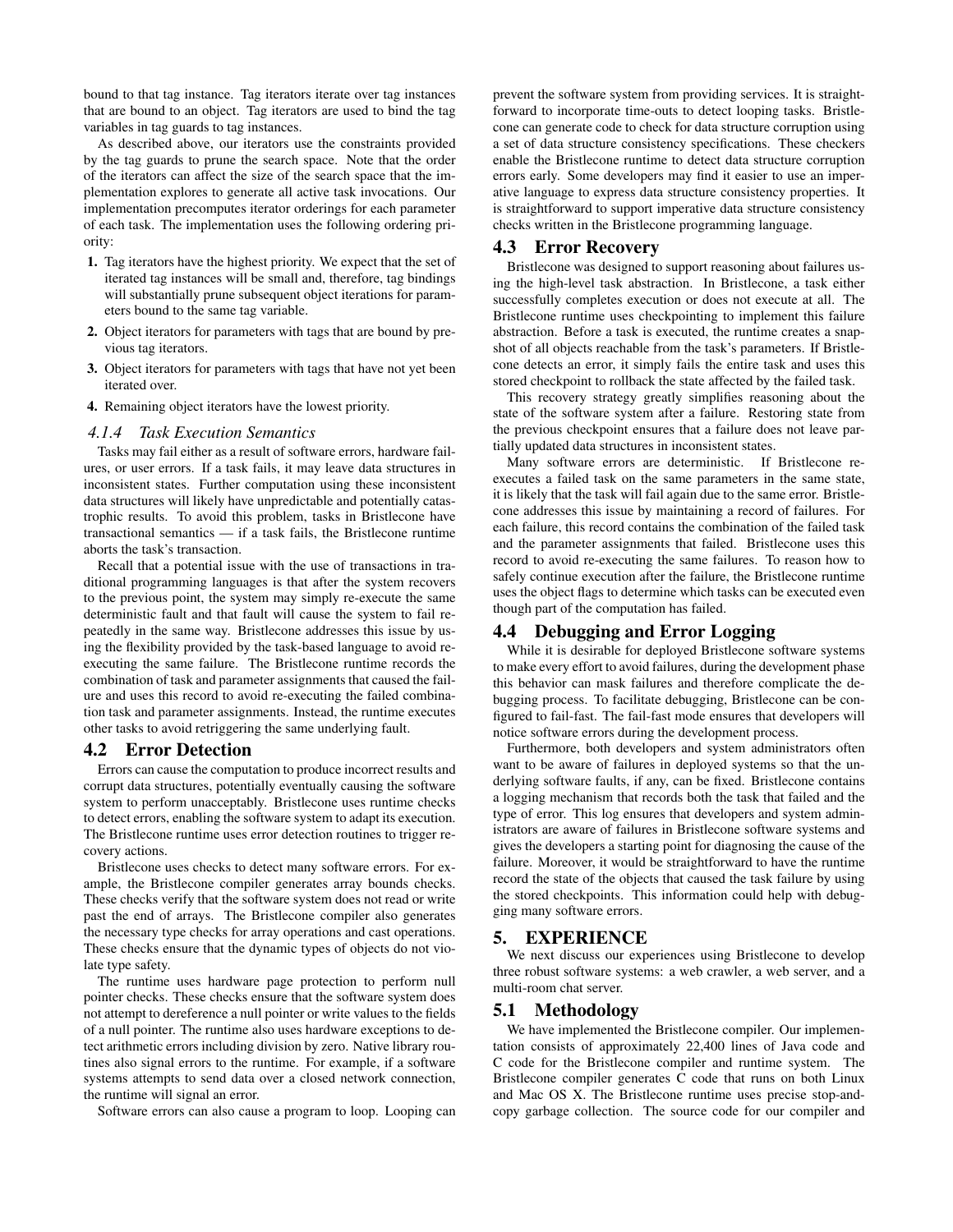bound to that tag instance. Tag iterators iterate over tag instances that are bound to an object. Tag iterators are used to bind the tag variables in tag guards to tag instances.

As described above, our iterators use the constraints provided by the tag guards to prune the search space. Note that the order of the iterators can affect the size of the search space that the implementation explores to generate all active task invocations. Our implementation precomputes iterator orderings for each parameter of each task. The implementation uses the following ordering priority:

1. Tag iterators have the highest priority. We expect that the set of iterated tag instances will be small and, therefore, tag bindings will substantially prune subsequent object iterations for parameters bound to the same tag variable.
2. Object iterators for parameters with tags that are bound by previous tag iterators.
3. Object iterators for parameters with tags that have not yet been iterated over.
4. Remaining object iterators have the lowest priority.

#### *4.1.4 Task Execution Semantics*

Tasks may fail either as a result of software errors, hardware failures, or user errors. If a task fails, it may leave data structures in inconsistent states. Further computation using these inconsistent data structures will likely have unpredictable and potentially catastrophic results. To avoid this problem, tasks in Bristlecone have transactional semantics — if a task fails, the Bristlecone runtime aborts the task's transaction.

Recall that a potential issue with the use of transactions in traditional programming languages is that after the system recovers to the previous point, the system may simply re-execute the same deterministic fault and that fault will cause the system to fail repeatedly in the same way. Bristlecone addresses this issue by using the flexibility provided by the task-based language to avoid re-executing the same failure. The Bristlecone runtime records the combination of task and parameter assignments that caused the failure and uses this record to avoid re-executing the failed combination task and parameter assignments. Instead, the runtime executes other tasks to avoid retriggering the same underlying fault.

## 4.2 Error Detection

Errors can cause the computation to produce incorrect results and corrupt data structures, potentially eventually causing the software system to perform unacceptably. Bristlecone uses runtime checks to detect errors, enabling the software system to adapt its execution. The Bristlecone runtime uses error detection routines to trigger recovery actions.

Bristlecone uses checks to detect many software errors. For example, the Bristlecone compiler generates array bounds checks. These checks verify that the software system does not read or write past the end of arrays. The Bristlecone compiler also generates the necessary type checks for array operations and cast operations. These checks ensure that the dynamic types of objects do not violate type safety.

The runtime uses hardware page protection to perform null pointer checks. These checks ensure that the software system does not attempt to dereference a null pointer or write values to the fields of a null pointer. The runtime also uses hardware exceptions to detect arithmetic errors including division by zero. Native library routines also signal errors to the runtime. For example, if a software systems attempts to send data over a closed network connection, the runtime will signal an error.

Software errors can also cause a program to loop. Looping can prevent the software system from providing services. It is straightforward to incorporate time-outs to detect looping tasks. Bristlecone can generate code to check for data structure corruption using a set of data structure consistency specifications. These checkers enable the Bristlecone runtime to detect data structure corruption errors early. Some developers may find it easier to use an imperative language to express data structure consistency properties. It is straightforward to support imperative data structure consistency checks written in the Bristlecone programming language.

## 4.3 Error Recovery

Bristlecone was designed to support reasoning about failures using the high-level task abstraction. In Bristlecone, a task either successfully completes execution or does not execute at all. The Bristlecone runtime uses checkpointing to implement this failure abstraction. Before a task is executed, the runtime creates a snapshot of all objects reachable from the task's parameters. If Bristlecone detects an error, it simply fails the entire task and uses this stored checkpoint to rollback the state affected by the failed task.

This recovery strategy greatly simplifies reasoning about the state of the software system after a failure. Restoring state from the previous checkpoint ensures that a failure does not leave partially updated data structures in inconsistent states.

Many software errors are deterministic. If Bristlecone re-executes a failed task on the same parameters in the same state, it is likely that the task will fail again due to the same error. Bristlecone addresses this issue by maintaining a record of failures. For each failure, this record contains the combination of the failed task and the parameter assignments that failed. Bristlecone uses this record to avoid re-executing the same failures. To reason how to safely continue execution after the failure, the Bristlecone runtime uses the object flags to determine which tasks can be executed even though part of the computation has failed.

## 4.4 Debugging and Error Logging

While it is desirable for deployed Bristlecone software systems to make every effort to avoid failures, during the development phase this behavior can mask failures and therefore complicate the debugging process. To facilitate debugging, Bristlecone can be configured to fail-fast. The fail-fast mode ensures that developers will notice software errors during the development process.

Furthermore, both developers and system administrators often want to be aware of failures in deployed systems so that the underlying software faults, if any, can be fixed. Bristlecone contains a logging mechanism that records both the task that failed and the type of error. This log ensures that developers and system administrators are aware of failures in Bristlecone software systems and gives the developers a starting point for diagnosing the cause of the failure. Moreover, it would be straightforward to have the runtime record the state of the objects that caused the task failure by using the stored checkpoints. This information could help with debugging many software errors.

# 5. EXPERIENCE

We next discuss our experiences using Bristlecone to develop three robust software systems: a web crawler, a web server, and a multi-room chat server.

## 5.1 Methodology

We have implemented the Bristlecone compiler. Our implementation consists of approximately 22,400 lines of Java code and C code for the Bristlecone compiler and runtime system. The Bristlecone compiler generates C code that runs on both Linux and Mac OS X. The Bristlecone runtime uses precise stop-and-copy garbage collection. The source code for our compiler and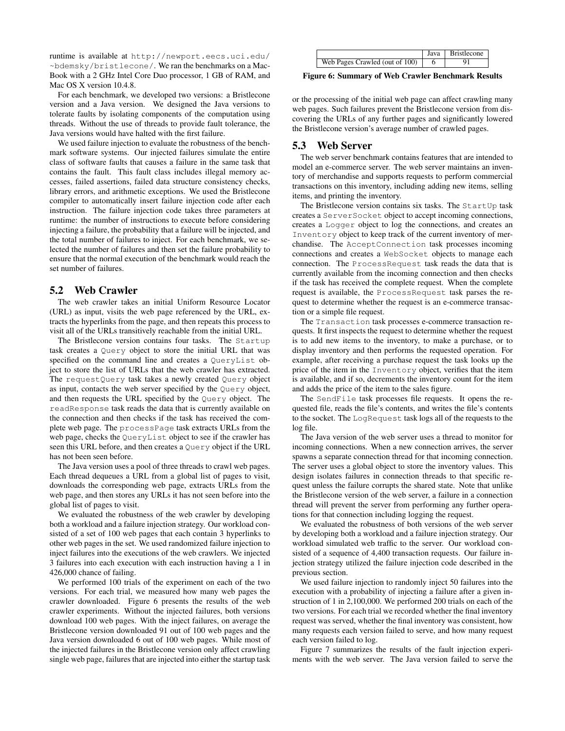runtime is available at http://newport.eecs.uci.edu/~bdemsky/bristlecone/. We ran the benchmarks on a MacBook with a 2 GHz Intel Core Duo processor, 1 GB of RAM, and Mac OS X version 10.4.8.

For each benchmark, we developed two versions: a Bristlecone version and a Java version. We designed the Java versions to tolerate faults by isolating components of the computation using threads. Without the use of threads to provide fault tolerance, the Java versions would have halted with the first failure.

We used failure injection to evaluate the robustness of the benchmark software systems. Our injected failures simulate the entire class of software faults that causes a failure in the same task that contains the fault. This fault class includes illegal memory accesses, failed assertions, failed data structure consistency checks, library errors, and arithmetic exceptions. We used the Bristlecone compiler to automatically insert failure injection code after each instruction. The failure injection code takes three parameters at runtime: the number of instructions to execute before considering injecting a failure, the probability that a failure will be injected, and the total number of failures to inject. For each benchmark, we selected the number of failures and then set the failure probability to ensure that the normal execution of the benchmark would reach the set number of failures.

## 5.2 Web Crawler

The web crawler takes an initial Uniform Resource Locator (URL) as input, visits the web page referenced by the URL, extracts the hyperlinks from the page, and then repeats this process to visit all of the URLs transitively reachable from the initial URL.

The Bristlecone version contains four tasks. The `Startup` task creates a `Query` object to store the initial URL that was specified on the command line and creates a `QueryList` object to store the list of URLs that the web crawler has extracted. The `requestQuery` task takes a newly created `Query` object as input, contacts the web server specified by the `Query` object, and then requests the URL specified by the `Query` object. The `readResponse` task reads the data that is currently available on the connection and then checks if the task has received the complete web page. The `processPage` task extracts URLs from the web page, checks the `QueryList` object to see if the crawler has seen this URL before, and then creates a `Query` object if the URL has not been seen before.

The Java version uses a pool of three threads to crawl web pages. Each thread dequeues a URL from a global list of pages to visit, downloads the corresponding web page, extracts URLs from the web page, and then stores any URLs it has not seen before into the global list of pages to visit.

We evaluated the robustness of the web crawler by developing both a workload and a failure injection strategy. Our workload consisted of a set of 100 web pages that each contain 3 hyperlinks to other web pages in the set. We used randomized failure injection to inject failures into the executions of the web crawlers. We injected 3 failures into each execution with each instruction having a 1 in 426,000 chance of failing.

We performed 100 trials of the experiment on each of the two versions. For each trial, we measured how many web pages the crawler downloaded. Figure 6 presents the results of the web crawler experiments. Without the injected failures, both versions download 100 web pages. With the inject failures, on average the Bristlecone version downloaded 91 out of 100 web pages and the Java version downloaded 6 out of 100 web pages. While most of the injected failures in the Bristlecone version only affect crawling single web page, failures that are injected into either the startup task or the processing of the initial web page can affect crawling many web pages. Such failures prevent the Bristlecone version from discovering the URLs of any further pages and significantly lowered the Bristlecone version's average number of crawled pages.

| | Java | Bristlecone |
|---|---|---|
| Web Pages Crawled (out of 100) | 6 | 91 |

**Figure 6: Summary of Web Crawler Benchmark Results**

## 5.3 Web Server

The web server benchmark contains features that are intended to model an e-commerce server. The web server maintains an inventory of merchandise and supports requests to perform commercial transactions on this inventory, including adding new items, selling items, and printing the inventory.

The Bristlecone version contains six tasks. The `StartUp` task creates a `ServerSocket` object to accept incoming connections, creates a `Logger` object to log the connections, and creates an `Inventory` object to keep track of the current inventory of merchandise. The `AcceptConnection` task processes incoming connections and creates a `WebSocket` objects to manage each connection. The `ProcessRequest` task reads the data that is currently available from the incoming connection and then checks if the task has received the complete request. When the complete request is available, the `ProcessRequest` task parses the request to determine whether the request is an e-commerce transaction or a simple file request.

The `Transaction` task processes e-commerce transaction requests. It first inspects the request to determine whether the request is to add new items to the inventory, to make a purchase, or to display inventory and then performs the requested operation. For example, after receiving a purchase request the task looks up the price of the item in the `Inventory` object, verifies that the item is available, and if so, decrements the inventory count for the item and adds the price of the item to the sales figure.

The `SendFile` task processes file requests. It opens the requested file, reads the file's contents, and writes the file's contents to the socket. The `LogRequest` task logs all of the requests to the log file.

The Java version of the web server uses a thread to monitor for incoming connections. When a new connection arrives, the server spawns a separate connection thread for that incoming connection. The server uses a global object to store the inventory values. This design isolates failures in connection threads to that specific request unless the failure corrupts the shared state. Note that unlike the Bristlecone version of the web server, a failure in a connection thread will prevent the server from performing any further operations for that connection including logging the request.

We evaluated the robustness of both versions of the web server by developing both a workload and a failure injection strategy. Our workload simulated web traffic to the server. Our workload consisted of a sequence of 4,400 transaction requests. Our failure injection strategy utilized the failure injection code described in the previous section.

We used failure injection to randomly inject 50 failures into the execution with a probability of injecting a failure after a given instruction of 1 in 2,100,000. We performed 200 trials on each of the two versions. For each trial we recorded whether the final inventory request was served, whether the final inventory was consistent, how many requests each version failed to serve, and how many request each version failed to log.

Figure 7 summarizes the results of the fault injection experiments with the web server. The Java version failed to serve the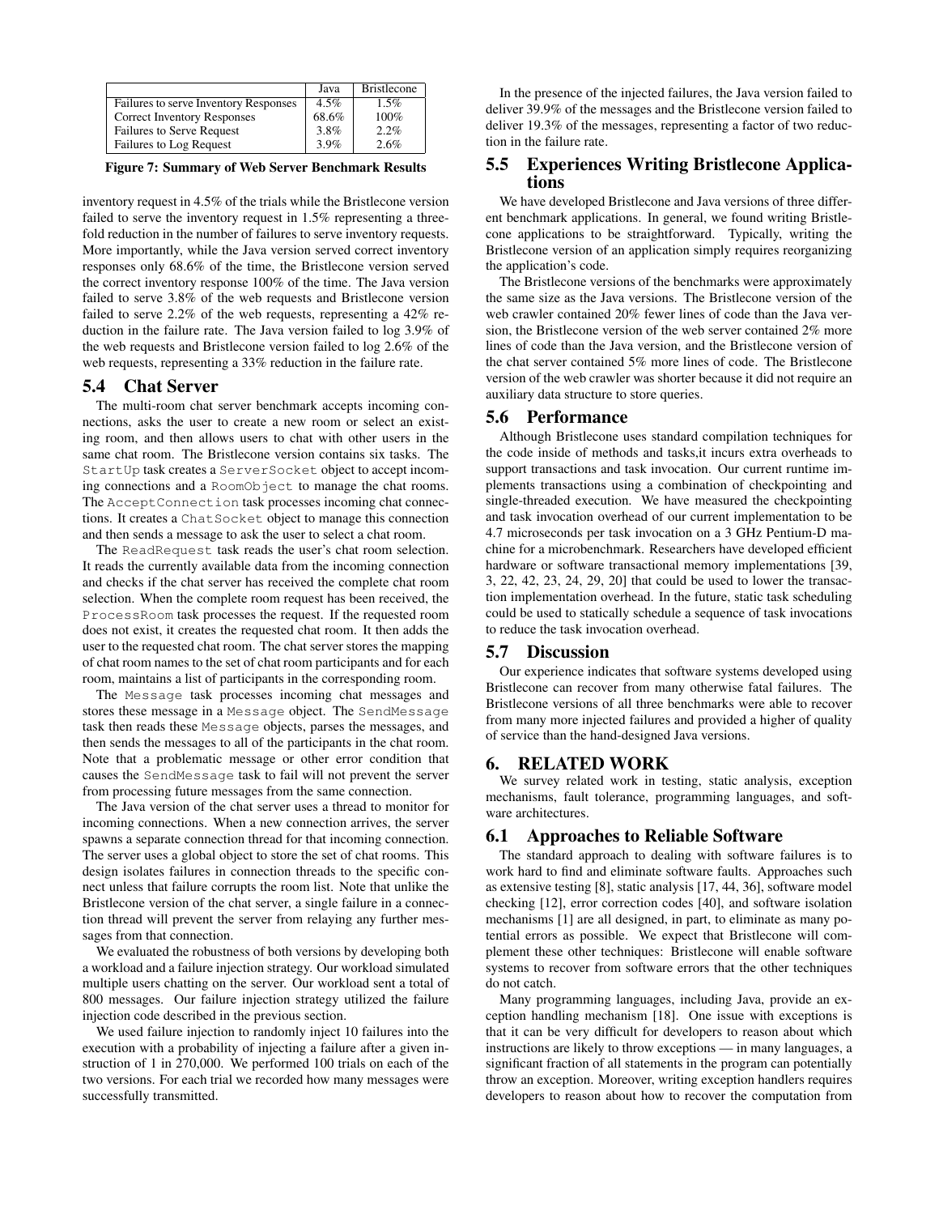|  | Java | Bristlecone |
| --- | --- | --- |
| Failures to serve Inventory Responses | 4.5% | 1.5% |
| Correct Inventory Responses | 68.6% | 100% |
| Failures to Serve Request | 3.8% | 2.2% |
| Failures to Log Request | 3.9% | 2.6% |

**Figure 7: Summary of Web Server Benchmark Results**

inventory request in 4.5% of the trials while the Bristlecone version failed to serve the inventory request in 1.5% representing a three-fold reduction in the number of failures to serve inventory requests. More importantly, while the Java version served correct inventory responses only 68.6% of the time, the Bristlecone version served the correct inventory response 100% of the time. The Java version failed to serve 3.8% of the web requests and Bristlecone version failed to serve 2.2% of the web requests, representing a 42% reduction in the failure rate. The Java version failed to log 3.9% of the web requests and Bristlecone version failed to log 2.6% of the web requests, representing a 33% reduction in the failure rate.

## 5.4 Chat Server

The multi-room chat server benchmark accepts incoming connections, asks the user to create a new room or select an existing room, and then allows users to chat with other users in the same chat room. The Bristlecone version contains six tasks. The `StartUp` task creates a `ServerSocket` object to accept incoming connections and a `RoomObject` to manage the chat rooms. The `AcceptConnection` task processes incoming chat connections. It creates a `ChatSocket` object to manage this connection and then sends a message to ask the user to select a chat room.

The `ReadRequest` task reads the user's chat room selection. It reads the currently available data from the incoming connection and checks if the chat server has received the complete chat room selection. When the complete room request has been received, the `ProcessRoom` task processes the request. If the requested room does not exist, it creates the requested chat room. It then adds the user to the requested chat room. The chat server stores the mapping of chat room names to the set of chat room participants and for each room, maintains a list of participants in the corresponding room.

The `Message` task processes incoming chat messages and stores these message in a `Message` object. The `SendMessage` task then reads these `Message` objects, parses the messages, and then sends the messages to all of the participants in the chat room. Note that a problematic message or other error condition that causes the `SendMessage` task to fail will not prevent the server from processing future messages from the same connection.

The Java version of the chat server uses a thread to monitor for incoming connections. When a new connection arrives, the server spawns a separate connection thread for that incoming connection. The server uses a global object to store the set of chat rooms. This design isolates failures in connection threads to the specific connect unless that failure corrupts the room list. Note that unlike the Bristlecone version of the chat server, a single failure in a connection thread will prevent the server from relaying any further messages from that connection.

We evaluated the robustness of both versions by developing both a workload and a failure injection strategy. Our workload simulated multiple users chatting on the server. Our workload sent a total of 800 messages. Our failure injection strategy utilized the failure injection code described in the previous section.

We used failure injection to randomly inject 10 failures into the execution with a probability of injecting a failure after a given instruction of 1 in 270,000. We performed 100 trials on each of the two versions. For each trial we recorded how many messages were successfully transmitted.

In the presence of the injected failures, the Java version failed to deliver 39.9% of the messages and the Bristlecone version failed to deliver 19.3% of the messages, representing a factor of two reduction in the failure rate.

## 5.5 Experiences Writing Bristlecone Applications

We have developed Bristlecone and Java versions of three different benchmark applications. In general, we found writing Bristlecone applications to be straightforward. Typically, writing the Bristlecone version of an application simply requires reorganizing the application's code.

The Bristlecone versions of the benchmarks were approximately the same size as the Java versions. The Bristlecone version of the web crawler contained 20% fewer lines of code than the Java version, the Bristlecone version of the web server contained 2% more lines of code than the Java version, and the Bristlecone version of the chat server contained 5% more lines of code. The Bristlecone version of the web crawler was shorter because it did not require an auxiliary data structure to store queries.

## 5.6 Performance

Although Bristlecone uses standard compilation techniques for the code inside of methods and tasks,it incurs extra overheads to support transactions and task invocation. Our current runtime implements transactions using a combination of checkpointing and single-threaded execution. We have measured the checkpointing and task invocation overhead of our current implementation to be 4.7 microseconds per task invocation on a 3 GHz Pentium-D machine for a microbenchmark. Researchers have developed efficient hardware or software transactional memory implementations [39, 3, 22, 42, 23, 24, 29, 20] that could be used to lower the transaction implementation overhead. In the future, static task scheduling could be used to statically schedule a sequence of task invocations to reduce the task invocation overhead.

## 5.7 Discussion

Our experience indicates that software systems developed using Bristlecone can recover from many otherwise fatal failures. The Bristlecone versions of all three benchmarks were able to recover from many more injected failures and provided a higher of quality of service than the hand-designed Java versions.

# 6. RELATED WORK

We survey related work in testing, static analysis, exception mechanisms, fault tolerance, programming languages, and software architectures.

## 6.1 Approaches to Reliable Software

The standard approach to dealing with software failures is to work hard to find and eliminate software faults. Approaches such as extensive testing [8], static analysis [17, 44, 36], software model checking [12], error correction codes [40], and software isolation mechanisms [1] are all designed, in part, to eliminate as many potential errors as possible. We expect that Bristlecone will complement these other techniques: Bristlecone will enable software systems to recover from software errors that the other techniques do not catch.

Many programming languages, including Java, provide an exception handling mechanism [18]. One issue with exceptions is that it can be very difficult for developers to reason about which instructions are likely to throw exceptions — in many languages, a significant fraction of all statements in the program can potentially throw an exception. Moreover, writing exception handlers requires developers to reason about how to recover the computation from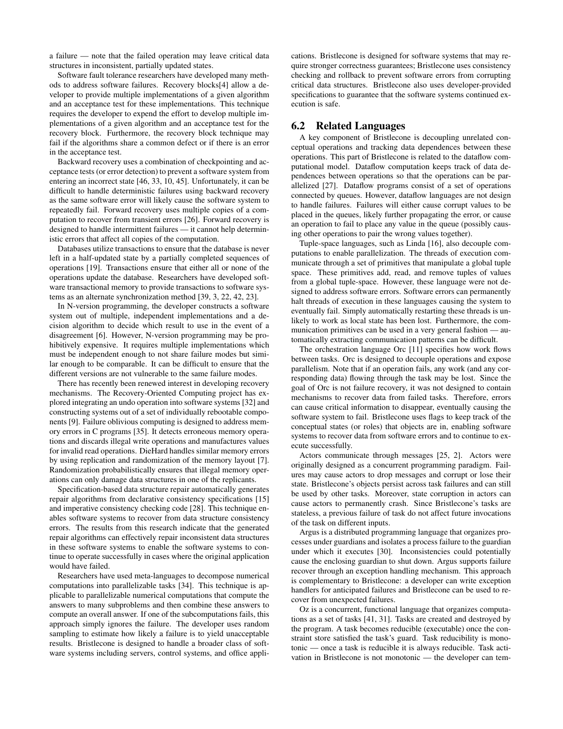a failure — note that the failed operation may leave critical data structures in inconsistent, partially updated states.

Software fault tolerance researchers have developed many methods to address software failures. Recovery blocks[4] allow a developer to provide multiple implementations of a given algorithm and an acceptance test for these implementations. This technique requires the developer to expend the effort to develop multiple implementations of a given algorithm and an acceptance test for the recovery block. Furthermore, the recovery block technique may fail if the algorithms share a common defect or if there is an error in the acceptance test.

Backward recovery uses a combination of checkpointing and acceptance tests (or error detection) to prevent a software system from entering an incorrect state [46, 33, 10, 45]. Unfortunately, it can be difficult to handle deterministic failures using backward recovery as the same software error will likely cause the software system to repeatedly fail. Forward recovery uses multiple copies of a computation to recover from transient errors [26]. Forward recovery is designed to handle intermittent failures — it cannot help deterministic errors that affect all copies of the computation.

Databases utilize transactions to ensure that the database is never left in a half-updated state by a partially completed sequences of operations [19]. Transactions ensure that either all or none of the operations update the database. Researchers have developed software transactional memory to provide transactions to software systems as an alternate synchronization method [39, 3, 22, 42, 23].

In N-version programming, the developer constructs a software system out of multiple, independent implementations and a decision algorithm to decide which result to use in the event of a disagreement [6]. However, N-version programming may be prohibitively expensive. It requires multiple implementations which must be independent enough to not share failure modes but similar enough to be comparable. It can be difficult to ensure that the different versions are not vulnerable to the same failure modes.

There has recently been renewed interest in developing recovery mechanisms. The Recovery-Oriented Computing project has explored integrating an undo operation into software systems [32] and constructing systems out of a set of individually rebootable components [9]. Failure oblivious computing is designed to address memory errors in C programs [35]. It detects erroneous memory operations and discards illegal write operations and manufactures values for invalid read operations. DieHard handles similar memory errors by using replication and randomization of the memory layout [7]. Randomization probabilistically ensures that illegal memory operations can only damage data structures in one of the replicants.

Specification-based data structure repair automatically generates repair algorithms from declarative consistency specifications [15] and imperative consistency checking code [28]. This technique enables software systems to recover from data structure consistency errors. The results from this research indicate that the generated repair algorithms can effectively repair inconsistent data structures in these software systems to enable the software systems to continue to operate successfully in cases where the original application would have failed.

Researchers have used meta-languages to decompose numerical computations into parallelizable tasks [34]. This technique is applicable to parallelizable numerical computations that compute the answers to many subproblems and then combine these answers to compute an overall answer. If one of the subcomputations fails, this approach simply ignores the failure. The developer uses random sampling to estimate how likely a failure is to yield unacceptable results. Bristlecone is designed to handle a broader class of software systems including servers, control systems, and office applications. Bristlecone is designed for software systems that may require stronger correctness guarantees; Bristlecone uses consistency checking and rollback to prevent software errors from corrupting critical data structures. Bristlecone also uses developer-provided specifications to guarantee that the software systems continued execution is safe.

## 6.2 Related Languages

A key component of Bristlecone is decoupling unrelated conceptual operations and tracking data dependences between these operations. This part of Bristlecone is related to the dataflow computational model. Dataflow computation keeps track of data dependences between operations so that the operations can be parallelized [27]. Dataflow programs consist of a set of operations connected by queues. However, dataflow languages are not design to handle failures. Failures will either cause corrupt values to be placed in the queues, likely further propagating the error, or cause an operation to fail to place any value in the queue (possibly causing other operations to pair the wrong values together).

Tuple-space languages, such as Linda [16], also decouple computations to enable parallelization. The threads of execution communicate through a set of primitives that manipulate a global tuple space. These primitives add, read, and remove tuples of values from a global tuple-space. However, these language were not designed to address software errors. Software errors can permanently halt threads of execution in these languages causing the system to eventually fail. Simply automatically restarting these threads is unlikely to work as local state has been lost. Furthermore, the communication primitives can be used in a very general fashion — automatically extracting communication patterns can be difficult.

The orchestration language Orc [11] specifies how work flows between tasks. Orc is designed to decouple operations and expose parallelism. Note that if an operation fails, any work (and any corresponding data) flowing through the task may be lost. Since the goal of Orc is not failure recovery, it was not designed to contain mechanisms to recover data from failed tasks. Therefore, errors can cause critical information to disappear, eventually causing the software system to fail. Bristlecone uses flags to keep track of the conceptual states (or roles) that objects are in, enabling software systems to recover data from software errors and to continue to execute successfully.

Actors communicate through messages [25, 2]. Actors were originally designed as a concurrent programming paradigm. Failures may cause actors to drop messages and corrupt or lose their state. Bristlecone's objects persist across task failures and can still be used by other tasks. Moreover, state corruption in actors can cause actors to permanently crash. Since Bristlecone's tasks are stateless, a previous failure of task do not affect future invocations of the task on different inputs.

Argus is a distributed programming language that organizes processes under guardians and isolates a process failure to the guardian under which it executes [30]. Inconsistencies could potentially cause the enclosing guardian to shut down. Argus supports failure recover through an exception handling mechanism. This approach is complementary to Bristlecone: a developer can write exception handlers for anticipated failures and Bristlecone can be used to recover from unexpected failures.

Oz is a concurrent, functional language that organizes computations as a set of tasks [41, 31]. Tasks are created and destroyed by the program. A task becomes reducible (executable) once the constraint store satisfied the task's guard. Task reducibility is monotonic — once a task is reducible it is always reducible. Task activation in Bristlecone is not monotonic — the developer can tem-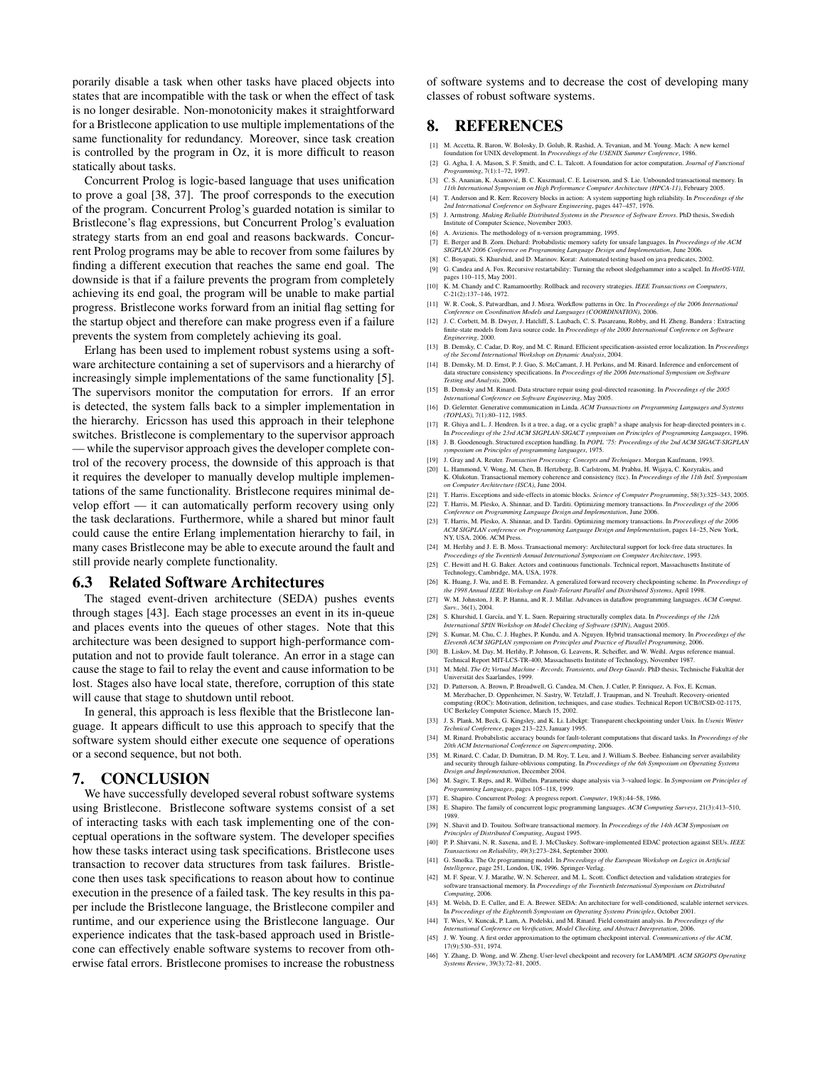porarily disable a task when other tasks have placed objects into states that are incompatible with the task or when the effect of task is no longer desirable. Non-monotonicity makes it straightforward for a Bristlecone application to use multiple implementations of the same functionality for redundancy. Moreover, since task creation is controlled by the program in Oz, it is more difficult to reason statically about tasks.

Concurrent Prolog is logic-based language that uses unification to prove a goal [38, 37]. The proof corresponds to the execution of the program. Concurrent Prolog's guarded notation is similar to Bristlecone's flag expressions, but Concurrent Prolog's evaluation strategy starts from an end goal and reasons backwards. Concurrent Prolog programs may be able to recover from some failures by finding a different execution that reaches the same end goal. The downside is that if a failure prevents the program from completely achieving its end goal, the program will be unable to make partial progress. Bristlecone works forward from an initial flag setting for the startup object and therefore can make progress even if a failure prevents the system from completely achieving its goal.

Erlang has been used to implement robust systems using a software architecture containing a set of supervisors and a hierarchy of increasingly simple implementations of the same functionality [5]. The supervisors monitor the computation for errors. If an error is detected, the system falls back to a simpler implementation in the hierarchy. Ericsson has used this approach in their telephone switches. Bristlecone is complementary to the supervisor approach — while the supervisor approach gives the developer complete control of the recovery process, the downside of this approach is that it requires the developer to manually develop multiple implementations of the same functionality. Bristlecone requires minimal develop effort — it can automatically perform recovery using only the task declarations. Furthermore, while a shared but minor fault could cause the entire Erlang implementation hierarchy to fail, in many cases Bristlecone may be able to execute around the fault and still provide nearly complete functionality.

### 6.3 Related Software Architectures

The staged event-driven architecture (SEDA) pushes events through stages [43]. Each stage processes an event in its in-queue and places events into the queues of other stages. Note that this architecture was been designed to support high-performance computation and not to provide fault tolerance. An error in a stage can cause the stage to fail to relay the event and cause information to be lost. Stages also have local state, therefore, corruption of this state will cause that stage to shutdown until reboot.

In general, this approach is less flexible that the Bristlecone language. It appears difficult to use this approach to specify that the software system should either execute one sequence of operations or a second sequence, but not both.

## 7. CONCLUSION

We have successfully developed several robust software systems using Bristlecone. Bristlecone software systems consist of a set of interacting tasks with each task implementing one of the conceptual operations in the software system. The developer specifies how these tasks interact using task specifications. Bristlecone uses transaction to recover data structures from task failures. Bristlecone then uses task specifications to reason about how to continue execution in the presence of a failed task. The key results in this paper include the Bristlecone language, the Bristlecone compiler and runtime, and our experience using the Bristlecone language. Our experience indicates that the task-based approach used in Bristlecone can effectively enable software systems to recover from otherwise fatal errors. Bristlecone promises to increase the robustness of software systems and to decrease the cost of developing many classes of robust software systems.

## 8. REFERENCES

[1] M. Accetta, R. Baron, W. Bolosky, D. Golub, R. Rashid, A. Tevanian, and M. Young. Mach: A new kernel foundation for UNIX development. In *Proceedings of the USENIX Summer Conference*, 1986.

[2] G. Agha, I. A. Mason, S. F. Smith, and C. L. Talcott. A foundation for actor computation. *Journal of Functional Programming*, 7(1):1–72, 1997.

[3] C. S. Ananian, K. Asanović, B. C. Kuszmaul, C. E. Leiserson, and S. Lie. Unbounded transactional memory. In *11th International Symposium on High Performance Computer Architecture (HPCA-11)*, February 2005.

[4] T. Anderson and R. Kerr. Recovery blocks in action: A system supporting high reliability. In *Proceedings of the 2nd International Conference on Software Engineering*, pages 447–457, 1976.

[5] J. Armstrong. *Making Reliable Distributed Systems in the Presence of Software Errors*. PhD thesis, Swedish Institute of Computer Science, November 2003.

[6] A. Avizienis. The methodology of n-version programming, 1995.

[7] E. Berger and B. Zorn. Diehard: Probabilistic memory safety for unsafe languages. In *Proceedings of the ACM SIGPLAN 2006 Conference on Programming Language Design and Implementation*, June 2006.

[8] C. Boyapati, S. Khurshid, and D. Marinov. Korat: Automated testing based on java predicates, 2002.

[9] G. Candea and A. Fox. Recursive restartability: Turning the reboot sledgehammer into a scalpel. In *HotOS-VIII*, pages 110–115, May 2001.

[10] K. M. Chandy and C. Ramamoorthy. Rollback and recovery strategies. *IEEE Transactions on Computers*, C-21(2):137–146, 1972.

[11] W. R. Cook, S. Patwardhan, and J. Misra. Workflow patterns in Orc. In *Proceedings of the 2006 International Conference on Coordination Models and Languages (COORDINATION)*, 2006.

[12] J. C. Corbett, M. B. Dwyer, J. Hatcliff, S. Laubach, C. S. Pasareanu, Robby, and H. Zheng. Bandera : Extracting finite-state models from Java source code. In *Proceedings of the 2000 International Conference on Software Engineering*, 2000.

[13] B. Demsky, C. Cadar, D. Roy, and M. C. Rinard. Efficient specification-assisted error localization. In *Proceedings of the Second International Workshop on Dynamic Analysis*, 2004.

[14] B. Demsky, M. D. Ernst, P. J. Guo, S. McCamant, J. H. Perkins, and M. Rinard. Inference and enforcement of data structure consistency specifications. In *Proceedings of the 2006 International Symposium on Software Testing and Analysis*, 2006.

[15] B. Demsky and M. Rinard. Data structure repair using goal-directed reasoning. In *Proceedings of the 2005 International Conference on Software Engineering*, May 2005.

[16] D. Gelernter. Generative communication in Linda. *ACM Transactions on Programming Languages and Systems (TOPLAS)*, 7(1):80–112, 1985.

[17] R. Ghiya and L. J. Hendren. Is it a tree, a dag, or a cyclic graph? a shape analysis for heap-directed pointers in c. In *Proceedings of the 23rd ACM SIGPLAN-SIGACT symposium on Principles of Programming Languages*, 1996.

[18] J. B. Goodenough. Structured exception handling. In *POPL '75: Proceedings of the 2nd ACM SIGACT-SIGPLAN symposium on Principles of programming languages*, 1975.

[19] J. Gray and A. Reuter. *Transaction Processing: Concepts and Techniques*. Morgan Kaufmann, 1993.

[20] L. Hammond, V. Wong, M. Chen, B. Hertzberg, B. Carlstrom, M. Prabhu, H. Wijaya, C. Kozyrakis, and K. Olukotun. Transactional memory coherence and consistency (tcc). In *Proceedings of the 11th Intl. Symposium on Computer Architecture (ISCA)*, June 2004.

[21] T. Harris. Exceptions and side-effects in atomic blocks. *Science of Computer Programming*, 58(3):325–343, 2005.

[22] T. Harris, M. Plesko, A. Shinnar, and D. Tarditi. Optimizing memory transactions. In *Proceedings of the 2006 Conference on Programming Language Design and Implementation*, June 2006.

[23] T. Harris, M. Plesko, A. Shinnar, and D. Tarditi. Optimizing memory transactions. In *Proceedings of the 2006 ACM SIGPLAN conference on Programming Language Design and Implementation*, pages 14–25, New York, NY, USA, 2006. ACM Press.

[24] M. Herlihy and J. E. B. Moss. Transactional memory: Architectural support for lock-free data structures. In *Proceedings of the Twentieth Annual International Symposium on Computer Architecture*, 1993.

[25] C. Hewitt and H. G. Baker. Actors and continuous functionals. Technical report, Massachusetts Institute of Technology, Cambridge, MA, USA, 1978.

[26] K. Huang, J. Wu, and E. B. Fernandez. A generalized forward recovery checkpointing scheme. In *Proceedings of the 1998 Annual IEEE Workshop on Fault-Tolerant Parallel and Distributed Systems*, April 1998.

[27] W. M. Johnston, J. R. P. Hanna, and R. J. Millar. Advances in dataflow programming languages. *ACM Comput. Surv.*, 36(1), 2004.

[28] S. Khurshid, I. García, and Y. L. Suen. Repairing structurally complex data. In *Proceedings of the 12th International SPIN Workshop on Model Checking of Software (SPIN)*, August 2005.

[29] S. Kumar, M. Chu, C. J. Hughes, P. Kundu, and A. Nguyen. Hybrid transactional memory. In *Proceedings of the Eleventh ACM SIGPLAN symposium on Principles and Practice of Parallel Programming*, 2006.

[30] B. Liskov, M. Day, M. Herlihy, P. Johnson, G. Leavens, R. Scheifler, and W. Weihl. Argus reference manual. Technical Report MIT-LCS-TR-400, Massachusetts Institute of Technology, November 1987.

[31] M. Mehl. *The Oz Virtual Machine - Records, Transients, and Deep Guards*. PhD thesis, Technische Fakultät der Universität des Saarlandes, 1999.

[32] D. Patterson, A. Brown, P. Broadwell, G. Candea, M. Chen, J. Cutler, P. Enriquez, A. Fox, E. Kcman, M. Merzbacher, D. Oppenheimer, N. Sastry, W. Tetzlaff, J. Traupman, and N. Treuhaft. Recovery-oriented computing (ROC): Motivation, definition, techniques, and case studies. Technical Report UCB//CSD-02-1175, UC Berkeley Computer Science, March 15, 2002.

[33] J. S. Plank, M. Beck, G. Kingsley, and K. Li. Libckpt: Transparent checkpointing under Unix. In *Usenix Winter Technical Conference*, pages 213–223, January 1995.

[34] M. Rinard. Probabilistic accuracy bounds for fault-tolerant computations that discard tasks. In *Proceedings of the 20th ACM International Conference on Supercomputing*, 2006.

[35] M. Rinard, C. Cadar, D. Dumitran, D. M. Roy, T. Leu, and J. William S. Beebee. Enhancing server availability and security through failure-oblivious computing. In *Proceedings of the 6th Symposium on Operating Systems Design and Implementation*, December 2004.

[36] M. Sagiv, T. Reps, and R. Wilhelm. Parametric shape analysis via 3–valued logic. In *Symposium on Principles of Programming Languages*, pages 105–118, 1999.

[37] E. Shapiro. Concurrent Prolog: A progress report. *Computer*, 19(8):44–58, 1986.

[38] E. Shapiro. The family of concurrent logic programming languages. *ACM Computing Surveys*, 21(3):413–510, 1989.

[39] N. Shavit and D. Touitou. Software transactional memory. In *Proceedings of the 14th ACM Symposium on Principles of Distributed Computing*, August 1995.

[40] P. P. Shirvani, N. R. Saxena, and E. J. McCluskey. Software-implemented EDAC protection against SEUs. *IEEE Transactions on Reliability*, 49(3):273–284, September 2000.

[41] G. Smolka. The Oz programming model. In *Proceedings of the European Workshop on Logics in Artificial Intelligence*, page 251, London, UK, 1996. Springer-Verlag.

[42] M. F. Spear, V. J. Marathe, W. N. Scherer, and M. L. Scott. Conflict detection and validation strategies for software transactional memory. In *Proceedings of the Twentieth International Symposium on Distributed Computing*, 2006.

[43] M. Welsh, D. E. Culler, and E. A. Brewer. SEDA: An architecture for well-conditioned, scalable internet services. In *Proceedings of the Eighteenth Symposium on Operating Systems Principles*, October 2001.

[44] T. Wies, V. Kuncak, P. Lam, A. Podelski, and M. Rinard. Field constraint analysis. In *Proceedings of the International Conference on Verification, Model Checking, and Abstract Interpretation*, 2006.

[45] J. W. Young. A first order approximation to the optimum checkpoint interval. *Communications of the ACM*, 17(9):530–531, 1974.

[46] Y. Zhang, D. Wong, and W. Zheng. User-level checkpoint and recovery for LAM/MPI. *ACM SIGOPS Operating Systems Review*, 39(3):72–81, 2005.